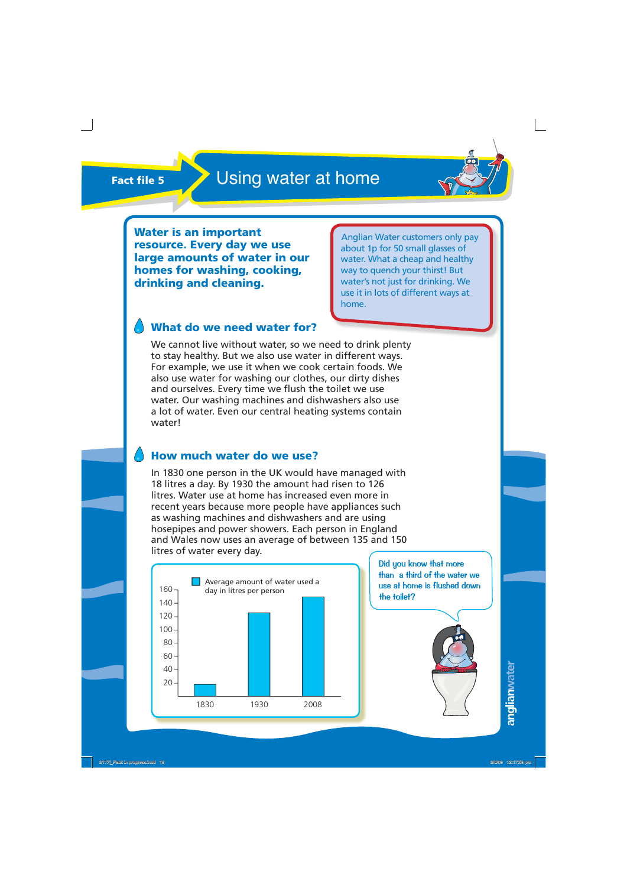Fact file 5

# Using water at home

**Water is an important resource. Every day we use large amounts of water in our homes for washing, cooking, drinking and cleaning.**

Anglian Water customers only pay about 1p for 50 small glasses of water. What a cheap and healthy way to quench your thirst! But water's not just for drinking. We use it in lots of different ways at home.

## What do we need water for?

We cannot live without water, so we need to drink plenty to stay healthy. But we also use water in different ways. For example, we use it when we cook certain foods. We also use water for washing our clothes, our dirty dishes and ourselves. Every time we flush the toilet we use water. Our washing machines and dishwashers also use a lot of water. Even our central heating systems contain water!

## How much water do we use?

In 1830 one person in the UK would have managed with 18 litres a day. By 1930 the amount had risen to 126 litres. Water use at home has increased even more in recent years because more people have appliances such as washing machines and dishwashers and are using hosepipes and power showers. Each person in England and Wales now uses an average of between 135 and 150 litres of water every day.

Average amount of water used a day in litres per person

| Year | Litres |
|---|---|
| 1830 | 18 |
| 1930 | 126 |
| 2008 | 150 |

Did you know that more than a third of the water we use at home is flushed down the toilet?

anglianwater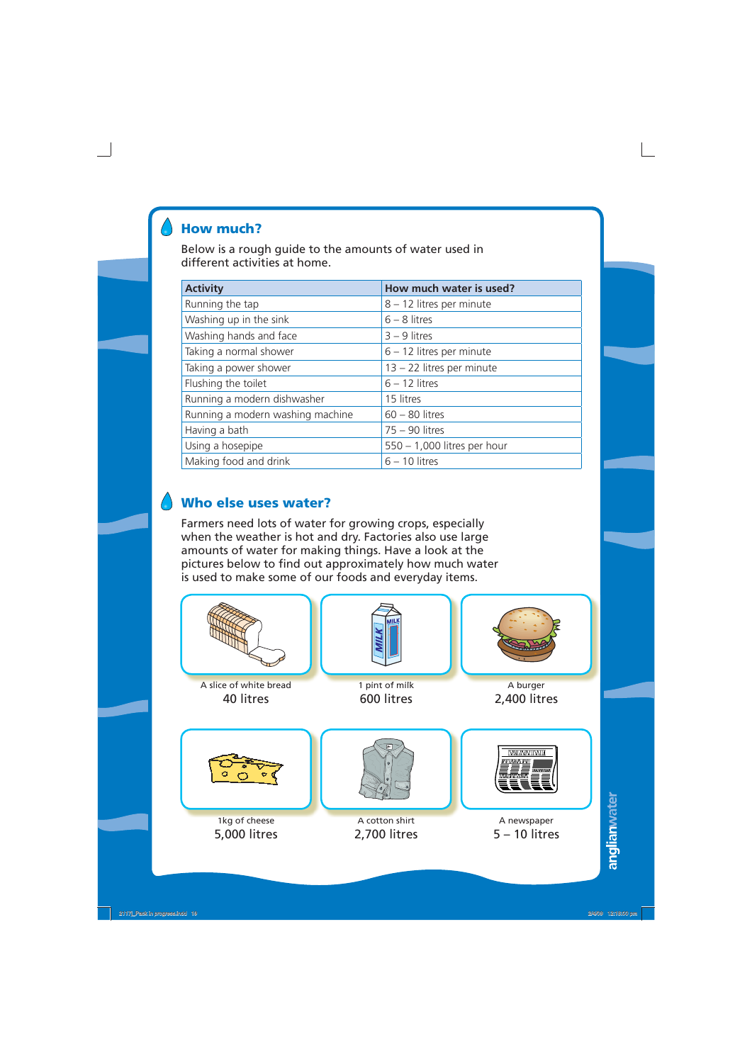## How much?

Below is a rough guide to the amounts of water used in different activities at home.

| Activity | How much water is used? |
|---|---|
| Running the tap | 8 – 12 litres per minute |
| Washing up in the sink | 6 – 8 litres |
| Washing hands and face | 3 – 9 litres |
| Taking a normal shower | 6 – 12 litres per minute |
| Taking a power shower | 13 – 22 litres per minute |
| Flushing the toilet | 6 – 12 litres |
| Running a modern dishwasher | 15 litres |
| Running a modern washing machine | 60 – 80 litres |
| Having a bath | 75 – 90 litres |
| Using a hosepipe | 550 – 1,000 litres per hour |
| Making food and drink | 6 – 10 litres |

## Who else uses water?

Farmers need lots of water for growing crops, especially when the weather is hot and dry. Factories also use large amounts of water for making things. Have a look at the pictures below to find out approximately how much water is used to make some of our foods and everyday items.

A slice of white bread
40 litres

1 pint of milk
600 litres

A burger
2,400 litres

1kg of cheese
5,000 litres

A cotton shirt
2,700 litres

A newspaper
5 – 10 litres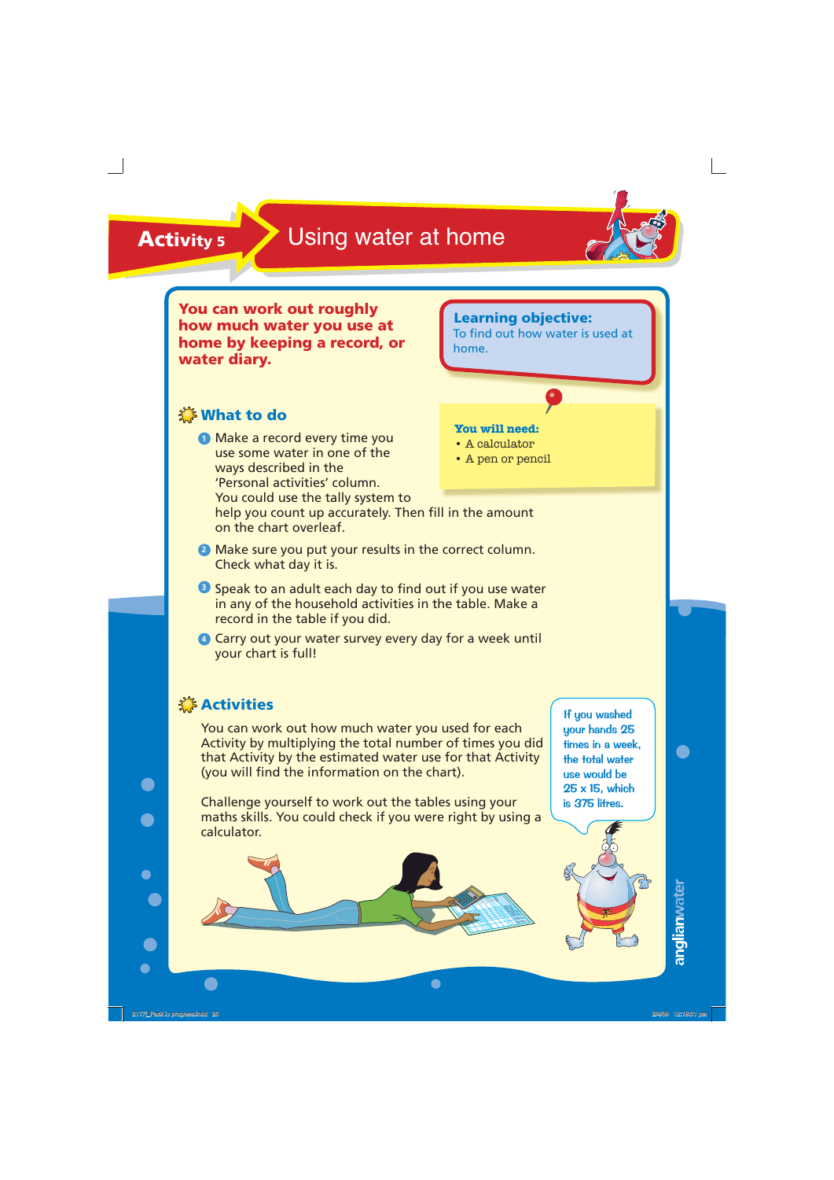# Activity 5 Using water at home

**You can work out roughly how much water you use at home by keeping a record, or water diary.**

**Learning objective:**
To find out how water is used at home.

**You will need:**

- A calculator
- A pen or pencil

## What to do

1. Make a record every time you use some water in one of the ways described in the 'Personal activities' column. You could use the tally system to help you count up accurately. Then fill in the amount on the chart overleaf.
2. Make sure you put your results in the correct column. Check what day it is.
3. Speak to an adult each day to find out if you use water in any of the household activities in the table. Make a record in the table if you did.
4. Carry out your water survey every day for a week until your chart is full!

## Activities

You can work out how much water you used for each Activity by multiplying the total number of times you did that Activity by the estimated water use for that Activity (you will find the information on the chart).

Challenge yourself to work out the tables using your maths skills. You could check if you were right by using a calculator.

If you washed your hands 25 times in a week, the total water use would be 25 x 15, which is 375 litres.

anglianwater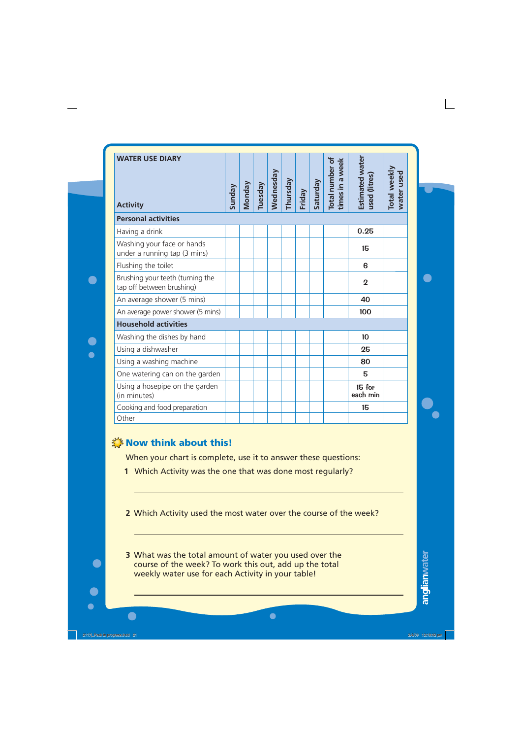| WATER USE DIARY<br><br>Activity | Sunday | Monday | Tuesday | Wednesday | Thursday | Friday | Saturday | Total number of times in a week | Estimated water used (litres) | Total weekly water used |
|---|---|---|---|---|---|---|---|---|---|---|
| **Personal activities** | | | | | | | | | | |
| Having a drink | | | | | | | | | 0.25 | |
| Washing your face or hands under a running tap (3 mins) | | | | | | | | | 15 | |
| Flushing the toilet | | | | | | | | | 6 | |
| Brushing your teeth (turning the tap off between brushing) | | | | | | | | | 2 | |
| An average shower (5 mins) | | | | | | | | | 40 | |
| An average power shower (5 mins) | | | | | | | | | 100 | |
| **Household activities** | | | | | | | | | | |
| Washing the dishes by hand | | | | | | | | | 10 | |
| Using a dishwasher | | | | | | | | | 25 | |
| Using a washing machine | | | | | | | | | 80 | |
| One watering can on the garden | | | | | | | | | 5 | |
| Using a hosepipe on the garden (in minutes) | | | | | | | | | 15 for each min | |
| Cooking and food preparation | | | | | | | | | 15 | |
| Other | | | | | | | | | | |

## Now think about this!

When your chart is complete, use it to answer these questions:

1 Which Activity was the one that was done most regularly?

______________________________________________

2 Which Activity used the most water over the course of the week?

______________________________________________

3 What was the total amount of water you used over the course of the week? To work this out, add up the total weekly water use for each Activity in your table!

______________________________________________

anglianwater